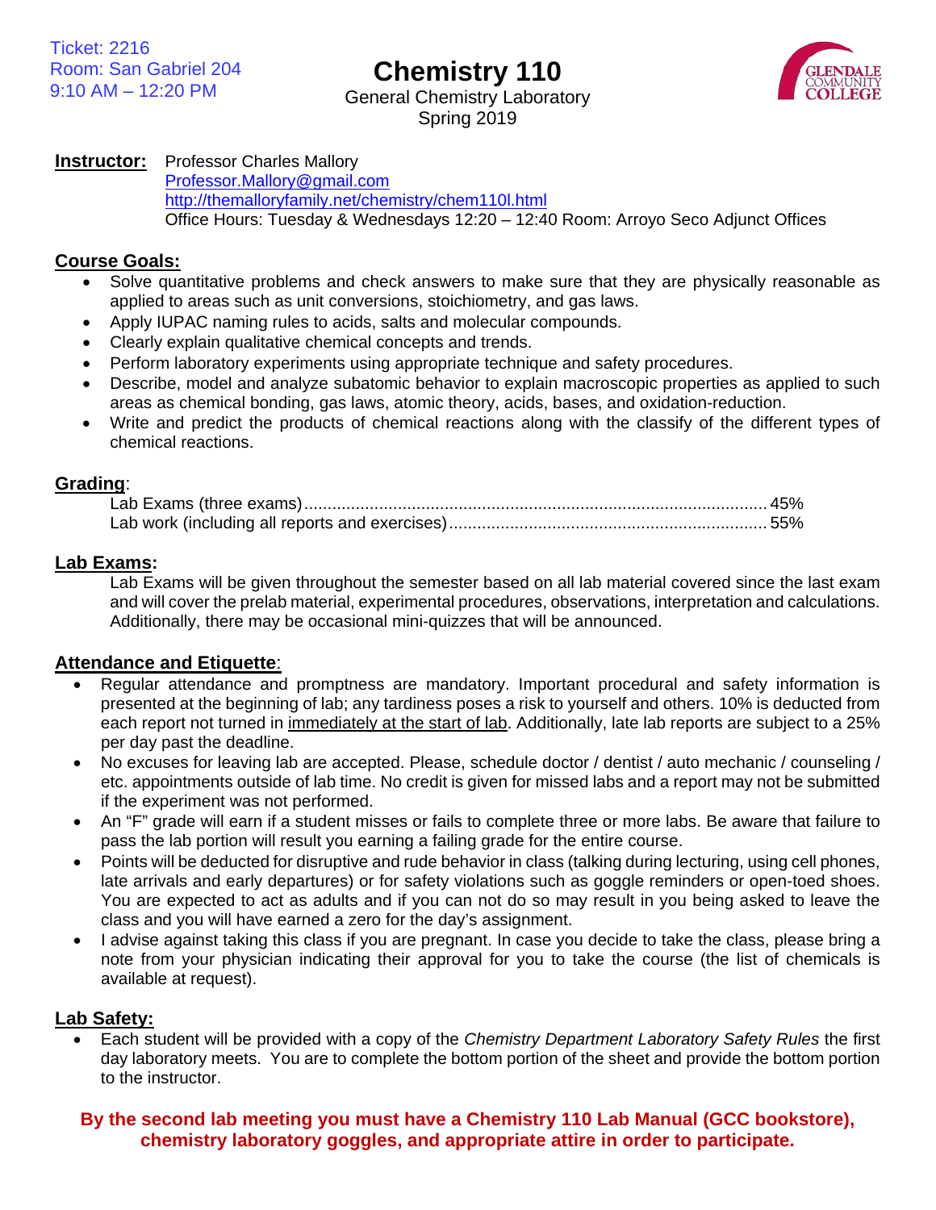Ticket: 2216
Room: San Gabriel 204
9:10 AM – 12:20 PM

# Chemistry 110

General Chemistry Laboratory
Spring 2019

GLENDALE COMMUNITY COLLEGE

**Instructor:** Professor Charles Mallory
Professor.Mallory@gmail.com
http://themalloryfamily.net/chemistry/chem110l.html
Office Hours: Tuesday & Wednesdays 12:20 – 12:40 Room: Arroyo Seco Adjunct Offices

## Course Goals:

- Solve quantitative problems and check answers to make sure that they are physically reasonable as applied to areas such as unit conversions, stoichiometry, and gas laws.
- Apply IUPAC naming rules to acids, salts and molecular compounds.
- Clearly explain qualitative chemical concepts and trends.
- Perform laboratory experiments using appropriate technique and safety procedures.
- Describe, model and analyze subatomic behavior to explain macroscopic properties as applied to such areas as chemical bonding, gas laws, atomic theory, acids, bases, and oxidation-reduction.
- Write and predict the products of chemical reactions along with the classify of the different types of chemical reactions.

## Grading:

Lab Exams (three exams)........................................................................................................45%
Lab work (including all reports and exercises)......................................................................55%

## Lab Exams:

Lab Exams will be given throughout the semester based on all lab material covered since the last exam and will cover the prelab material, experimental procedures, observations, interpretation and calculations. Additionally, there may be occasional mini-quizzes that will be announced.

## Attendance and Etiquette:

- Regular attendance and promptness are mandatory. Important procedural and safety information is presented at the beginning of lab; any tardiness poses a risk to yourself and others. 10% is deducted from each report not turned in immediately at the start of lab. Additionally, late lab reports are subject to a 25% per day past the deadline.
- No excuses for leaving lab are accepted. Please, schedule doctor / dentist / auto mechanic / counseling / etc. appointments outside of lab time. No credit is given for missed labs and a report may not be submitted if the experiment was not performed.
- An "F" grade will earn if a student misses or fails to complete three or more labs. Be aware that failure to pass the lab portion will result you earning a failing grade for the entire course.
- Points will be deducted for disruptive and rude behavior in class (talking during lecturing, using cell phones, late arrivals and early departures) or for safety violations such as goggle reminders or open-toed shoes. You are expected to act as adults and if you can not do so may result in you being asked to leave the class and you will have earned a zero for the day's assignment.
- I advise against taking this class if you are pregnant. In case you decide to take the class, please bring a note from your physician indicating their approval for you to take the course (the list of chemicals is available at request).

## Lab Safety:

- Each student will be provided with a copy of the *Chemistry Department Laboratory Safety Rules* the first day laboratory meets. You are to complete the bottom portion of the sheet and provide the bottom portion to the instructor.

**By the second lab meeting you must have a Chemistry 110 Lab Manual (GCC bookstore), chemistry laboratory goggles, and appropriate attire in order to participate.**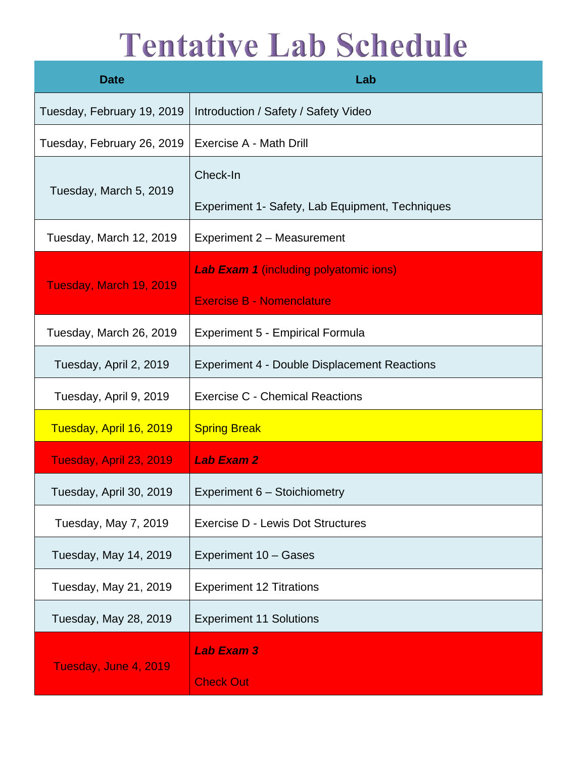# Tentative Lab Schedule

| Date | Lab |
|---|---|
| Tuesday, February 19, 2019 | Introduction / Safety / Safety Video |
| Tuesday, February 26, 2019 | Exercise A - Math Drill |
| Tuesday, March 5, 2019 | Check-In<br>Experiment 1- Safety, Lab Equipment, Techniques |
| Tuesday, March 12, 2019 | Experiment 2 – Measurement |
| Tuesday, March 19, 2019 | ***Lab Exam 1*** (including polyatomic ions)<br>Exercise B - Nomenclature |
| Tuesday, March 26, 2019 | Experiment 5 - Empirical Formula |
| Tuesday, April 2, 2019 | Experiment 4 - Double Displacement Reactions |
| Tuesday, April 9, 2019 | Exercise C - Chemical Reactions |
| Tuesday, April 16, 2019 | Spring Break |
| Tuesday, April 23, 2019 | ***Lab Exam 2*** |
| Tuesday, April 30, 2019 | Experiment 6 – Stoichiometry |
| Tuesday, May 7, 2019 | Exercise D - Lewis Dot Structures |
| Tuesday, May 14, 2019 | Experiment 10 – Gases |
| Tuesday, May 21, 2019 | Experiment 12 Titrations |
| Tuesday, May 28, 2019 | Experiment 11 Solutions |
| Tuesday, June 4, 2019 | ***Lab Exam 3***<br>Check Out |